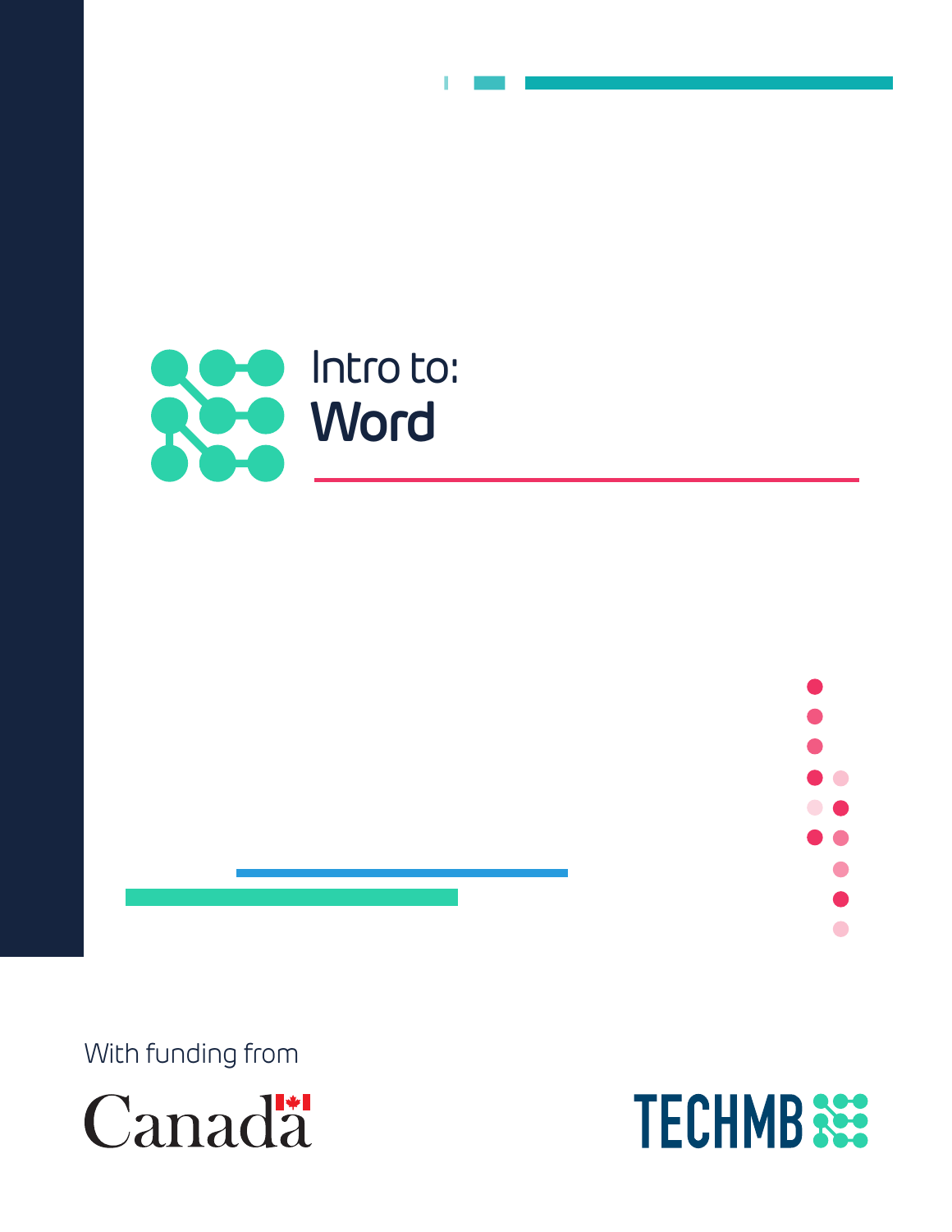# Intro to: Word

With funding from

Canada

TECHMB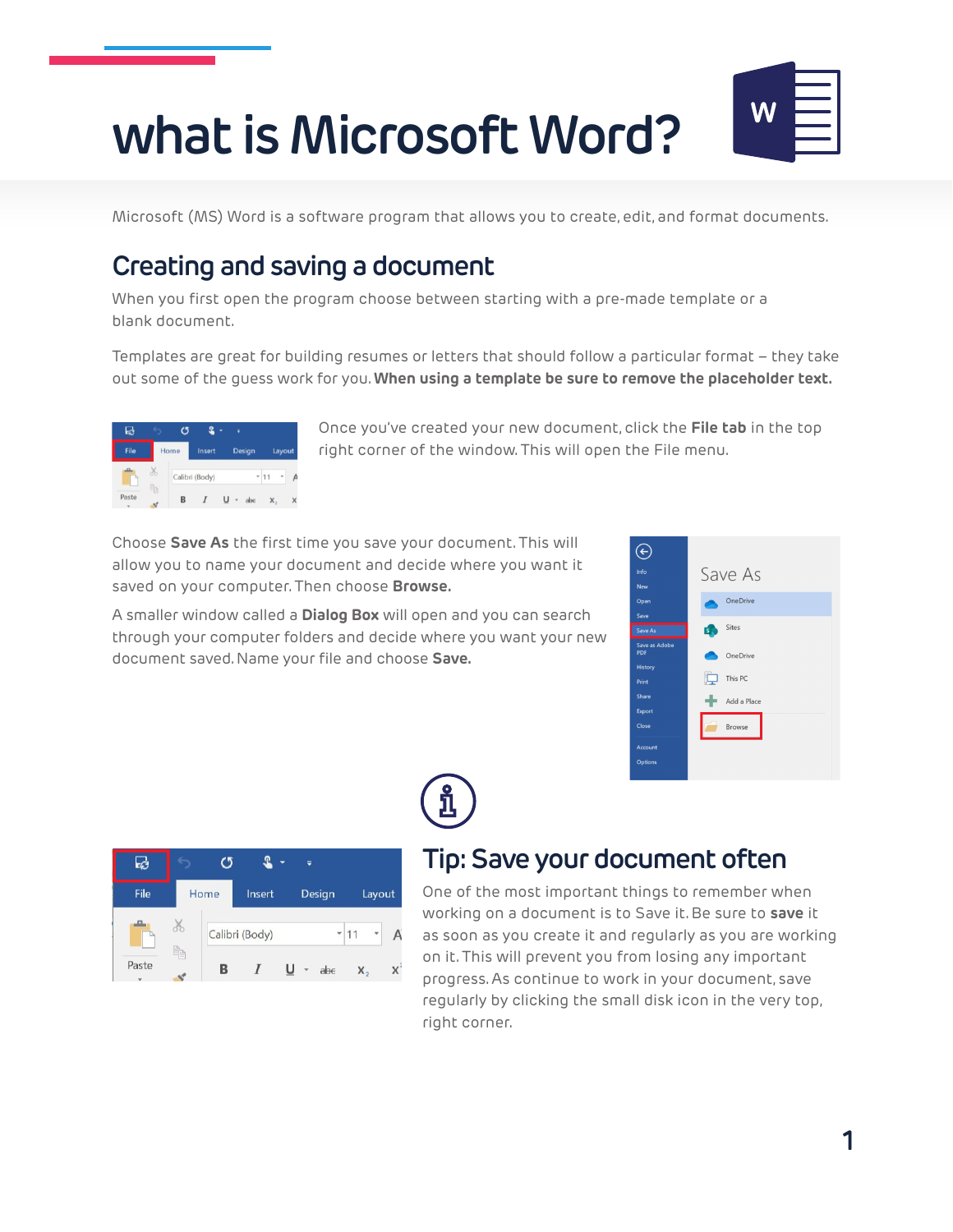# what is Microsoft Word?

Microsoft (MS) Word is a software program that allows you to create, edit, and format documents.

## Creating and saving a document

When you first open the program choose between starting with a pre-made template or a blank document.

Templates are great for building resumes or letters that should follow a particular format – they take out some of the guess work for you. **When using a template be sure to remove the placeholder text.**

Once you've created your new document, click the **File tab** in the top right corner of the window. This will open the File menu.

Choose **Save As** the first time you save your document. This will allow you to name your document and decide where you want it saved on your computer. Then choose **Browse.**

A smaller window called a **Dialog Box** will open and you can search through your computer folders and decide where you want your new document saved. Name your file and choose **Save.**

## Tip: Save your document often

One of the most important things to remember when working on a document is to Save it. Be sure to **save** it as soon as you create it and regularly as you are working on it. This will prevent you from losing any important progress. As continue to work in your document, save regularly by clicking the small disk icon in the very top, right corner.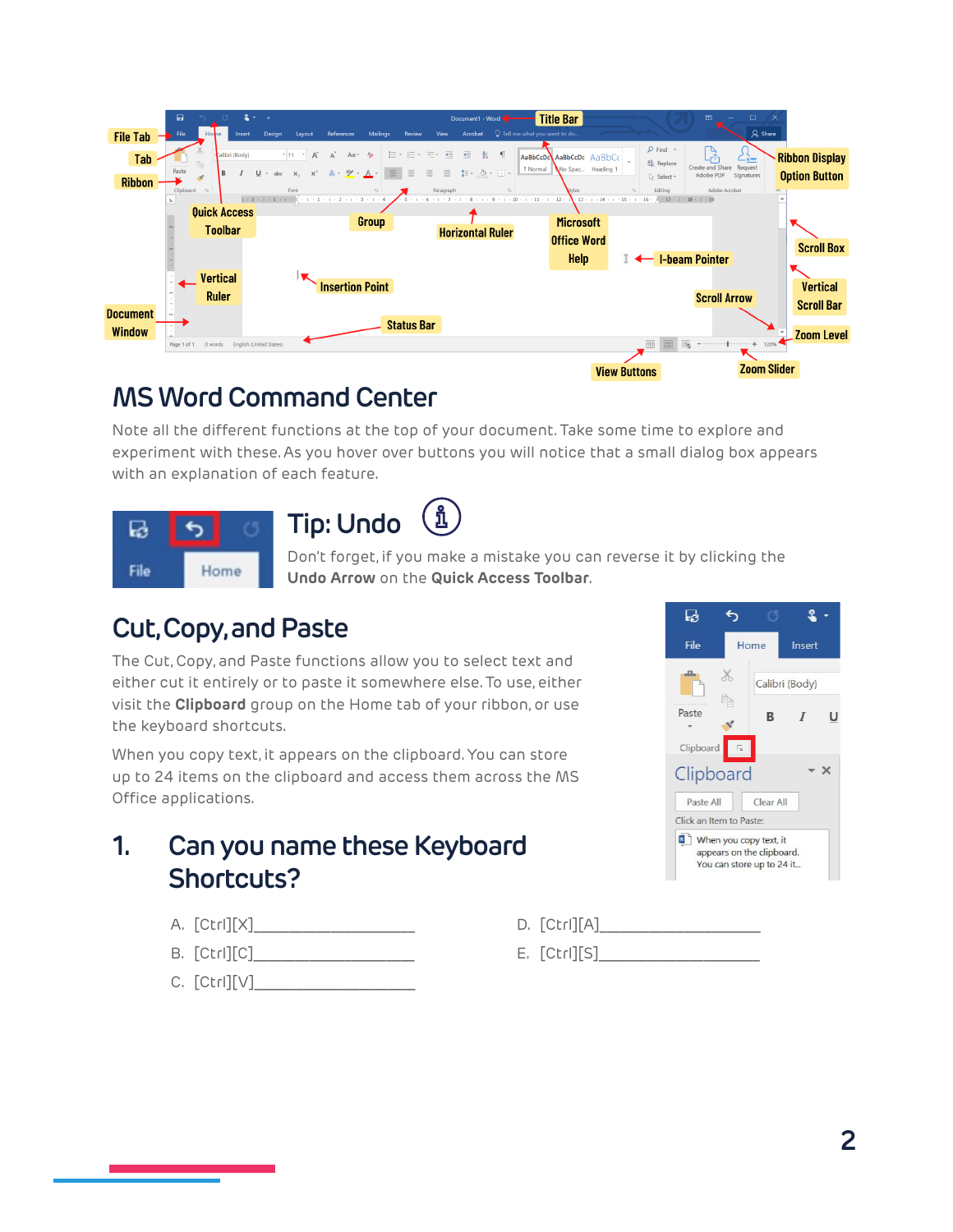## MS Word Command Center

Note all the different functions at the top of your document. Take some time to explore and experiment with these. As you hover over buttons you will notice that a small dialog box appears with an explanation of each feature.

## Tip: Undo

Don't forget, if you make a mistake you can reverse it by clicking the **Undo Arrow** on the **Quick Access Toolbar**.

## Cut, Copy, and Paste

The Cut, Copy, and Paste functions allow you to select text and either cut it entirely or to paste it somewhere else. To use, either visit the **Clipboard** group on the Home tab of your ribbon, or use the keyboard shortcuts.

When you copy text, it appears on the clipboard. You can store up to 24 items on the clipboard and access them across the MS Office applications.

## 1. Can you name these Keyboard Shortcuts?

A. [Ctrl][X]____________________

B. [Ctrl][C]____________________

C. [Ctrl][V]____________________

D. [Ctrl][A]____________________

E. [Ctrl][S]____________________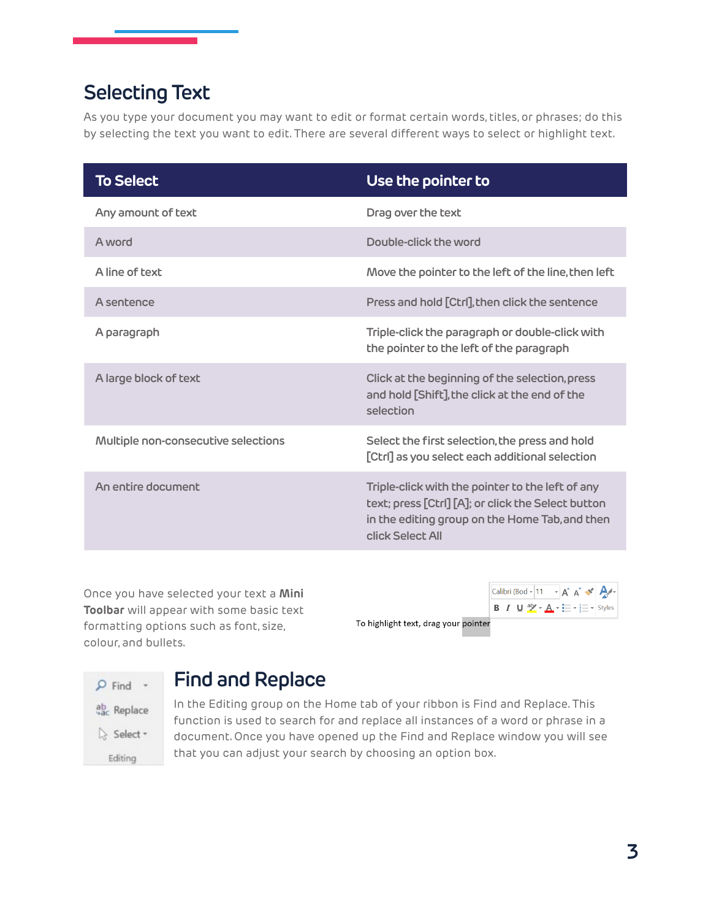## Selecting Text

As you type your document you may want to edit or format certain words, titles, or phrases; do this by selecting the text you want to edit. There are several different ways to select or highlight text.

| To Select | Use the pointer to |
|---|---|
| Any amount of text | Drag over the text |
| A word | Double-click the word |
| A line of text | Move the pointer to the left of the line, then left |
| A sentence | Press and hold [Ctrl], then click the sentence |
| A paragraph | Triple-click the paragraph or double-click with the pointer to the left of the paragraph |
| A large block of text | Click at the beginning of the selection, press and hold [Shift], the click at the end of the selection |
| Multiple non-consecutive selections | Select the first selection, the press and hold [Ctrl] as you select each additional selection |
| An entire document | Triple-click with the pointer to the left of any text; press [Ctrl] [A]; or click the Select button in the editing group on the Home Tab, and then click Select All |

Once you have selected your text a **Mini Toolbar** will appear with some basic text formatting options such as font, size, colour, and bullets.

To highlight text, drag your pointer

## Find and Replace

In the Editing group on the Home tab of your ribbon is Find and Replace. This function is used to search for and replace all instances of a word or phrase in a document. Once you have opened up the Find and Replace window you will see that you can adjust your search by choosing an option box.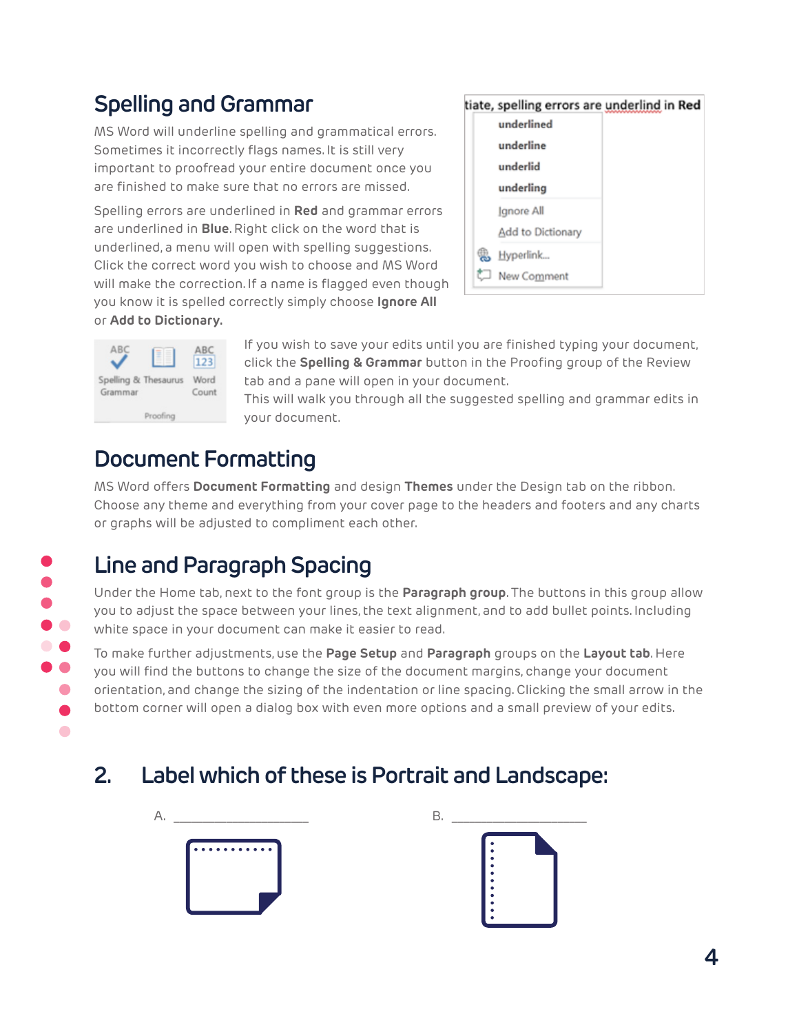## Spelling and Grammar

MS Word will underline spelling and grammatical errors. Sometimes it incorrectly flags names. It is still very important to proofread your entire document once you are finished to make sure that no errors are missed.

Spelling errors are underlined in **Red** and grammar errors are underlined in **Blue**. Right click on the word that is underlined, a menu will open with spelling suggestions. Click the correct word you wish to choose and MS Word will make the correction. If a name is flagged even though you know it is spelled correctly simply choose **Ignore All** or **Add to Dictionary.**

If you wish to save your edits until you are finished typing your document, click the **Spelling & Grammar** button in the Proofing group of the Review tab and a pane will open in your document.
This will walk you through all the suggested spelling and grammar edits in your document.

## Document Formatting

MS Word offers **Document Formatting** and design **Themes** under the Design tab on the ribbon. Choose any theme and everything from your cover page to the headers and footers and any charts or graphs will be adjusted to compliment each other.

## Line and Paragraph Spacing

Under the Home tab, next to the font group is the **Paragraph group**. The buttons in this group allow you to adjust the space between your lines, the text alignment, and to add bullet points. Including white space in your document can make it easier to read.

To make further adjustments, use the **Page Setup** and **Paragraph** groups on the **Layout tab**. Here you will find the buttons to change the size of the document margins, change your document orientation, and change the sizing of the indentation or line spacing. Clicking the small arrow in the bottom corner will open a dialog box with even more options and a small preview of your edits.

## 2. Label which of these is Portrait and Landscape:

A. ___________________

B. ___________________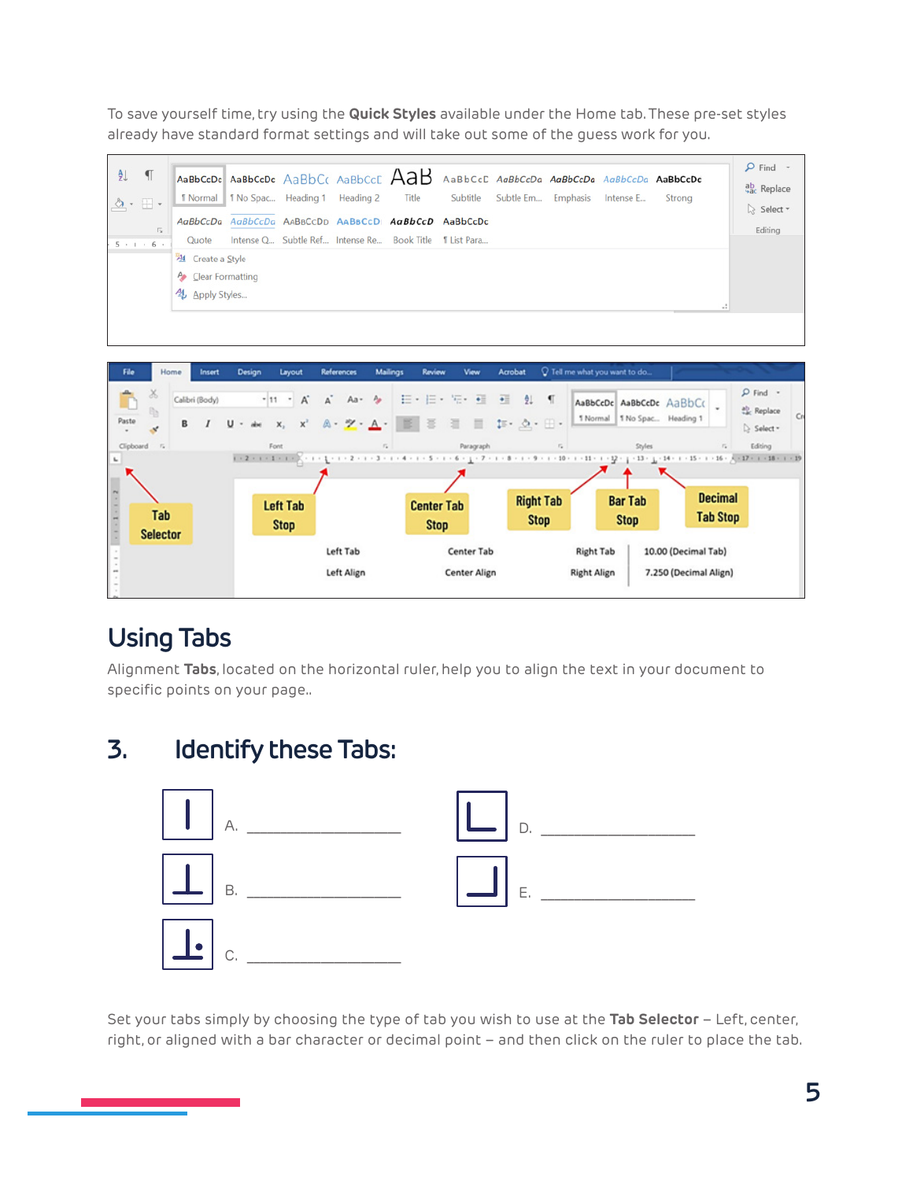To save yourself time, try using the **Quick Styles** available under the Home tab. These pre-set styles already have standard format settings and will take out some of the guess work for you.

## Using Tabs

Alignment **Tabs**, located on the horizontal ruler, help you to align the text in your document to specific points on your page..

## 3. Identify these Tabs:

A. ____________________

B. ____________________

C. ____________________

D. ____________________

E. ____________________

Set your tabs simply by choosing the type of tab you wish to use at the **Tab Selector** – Left, center, right, or aligned with a bar character or decimal point – and then click on the ruler to place the tab.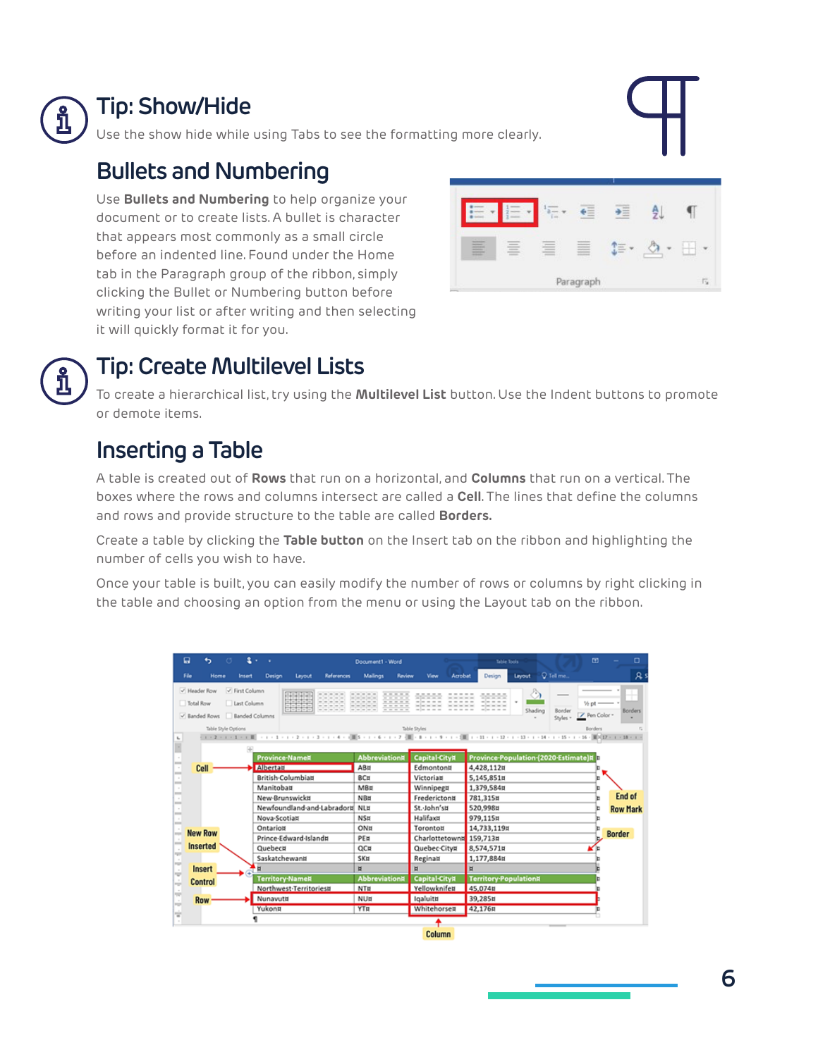## Tip: Show/Hide

Use the show hide while using Tabs to see the formatting more clearly.

## Bullets and Numbering

Use **Bullets and Numbering** to help organize your document or to create lists. A bullet is character that appears most commonly as a small circle before an indented line. Found under the Home tab in the Paragraph group of the ribbon, simply clicking the Bullet or Numbering button before writing your list or after writing and then selecting it will quickly format it for you.

## Tip: Create Multilevel Lists

To create a hierarchical list, try using the **Multilevel List** button. Use the Indent buttons to promote or demote items.

## Inserting a Table

A table is created out of **Rows** that run on a horizontal, and **Columns** that run on a vertical. The boxes where the rows and columns intersect are called a **Cell**. The lines that define the columns and rows and provide structure to the table are called **Borders.**

Create a table by clicking the **Table button** on the Insert tab on the ribbon and highlighting the number of cells you wish to have.

Once your table is built, you can easily modify the number of rows or columns by right clicking in the table and choosing an option from the menu or using the Layout tab on the ribbon.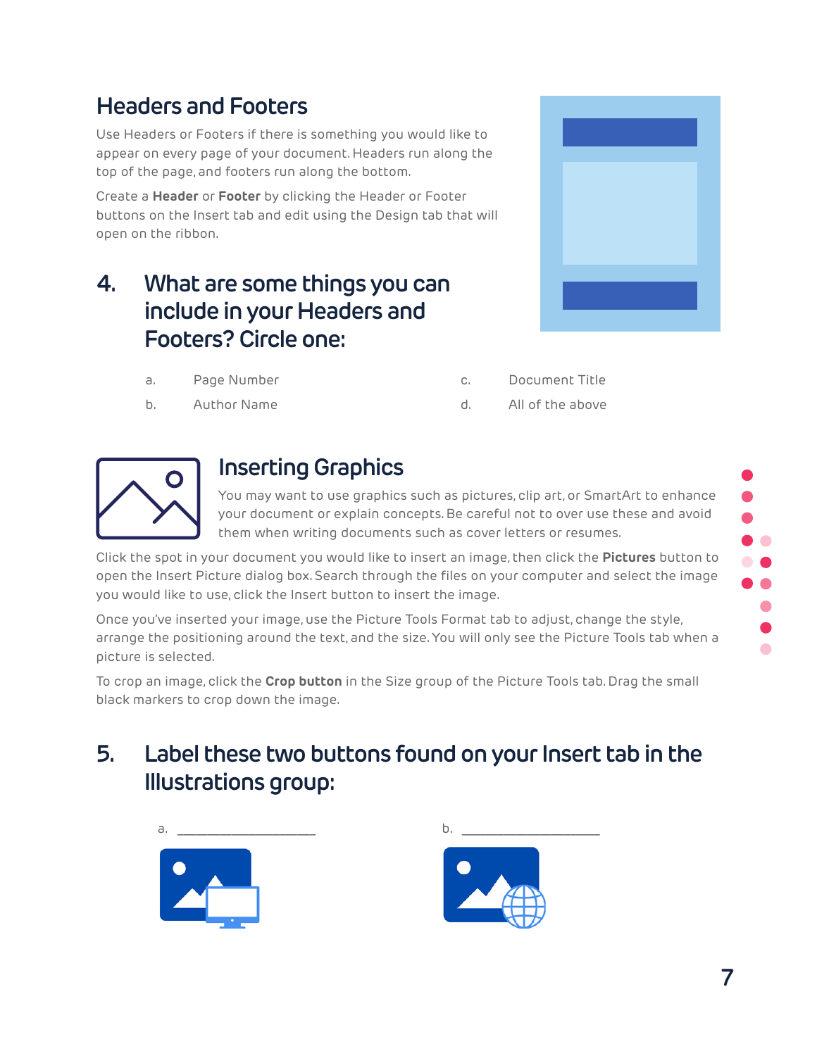## Headers and Footers

Use Headers or Footers if there is something you would like to appear on every page of your document. Headers run along the top of the page, and footers run along the bottom.

Create a **Header** or **Footer** by clicking the Header or Footer buttons on the Insert tab and edit using the Design tab that will open on the ribbon.

### 4. What are some things you can include in your Headers and Footers? Circle one:

a. Page Number

b. Author Name

c. Document Title

d. All of the above

## Inserting Graphics

You may want to use graphics such as pictures, clip art, or SmartArt to enhance your document or explain concepts. Be careful not to over use these and avoid them when writing documents such as cover letters or resumes.

Click the spot in your document you would like to insert an image, then click the **Pictures** button to open the Insert Picture dialog box. Search through the files on your computer and select the image you would like to use, click the Insert button to insert the image.

Once you've inserted your image, use the Picture Tools Format tab to adjust, change the style, arrange the positioning around the text, and the size. You will only see the Picture Tools tab when a picture is selected.

To crop an image, click the **Crop button** in the Size group of the Picture Tools tab. Drag the small black markers to crop down the image.

### 5. Label these two buttons found on your Insert tab in the Illustrations group:

a. ____________________

b. ____________________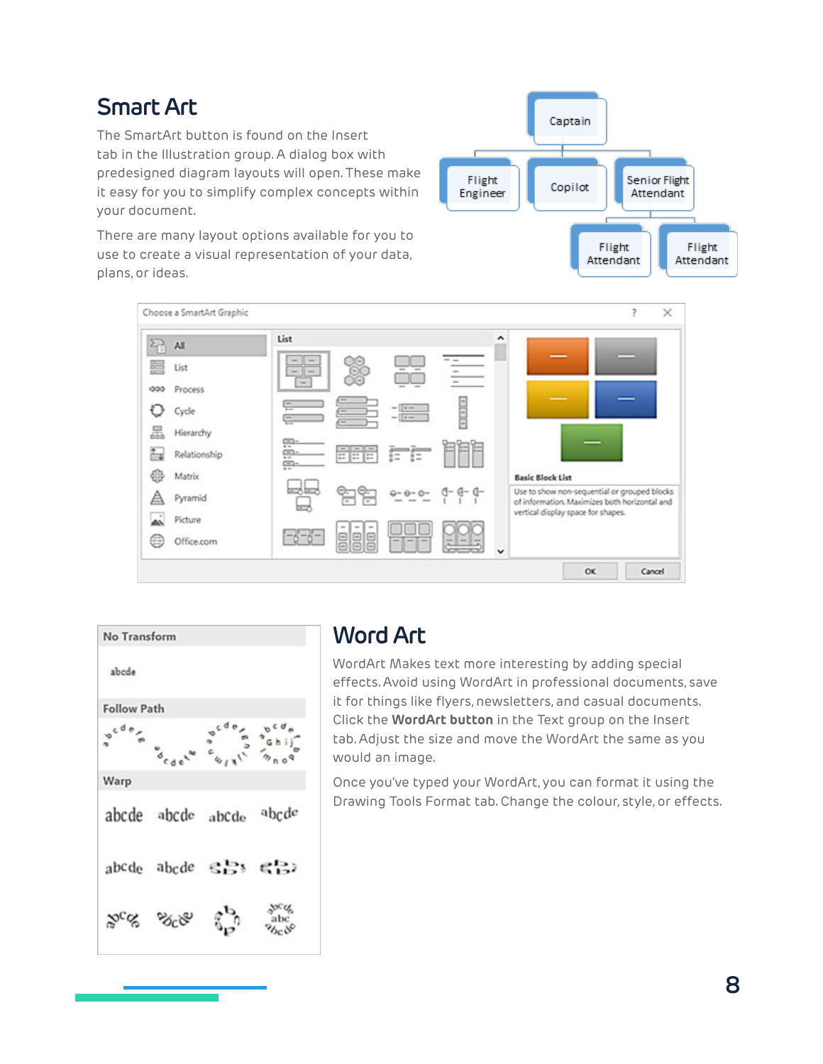## Smart Art

The SmartArt button is found on the Insert tab in the Illustration group. A dialog box with predesigned diagram layouts will open. These make it easy for you to simplify complex concepts within your document.

There are many layout options available for you to use to create a visual representation of your data, plans, or ideas.

## Word Art

WordArt Makes text more interesting by adding special effects. Avoid using WordArt in professional documents, save it for things like flyers, newsletters, and casual documents. Click the **WordArt button** in the Text group on the Insert tab. Adjust the size and move the WordArt the same as you would an image.

Once you've typed your WordArt, you can format it using the Drawing Tools Format tab. Change the colour, style, or effects.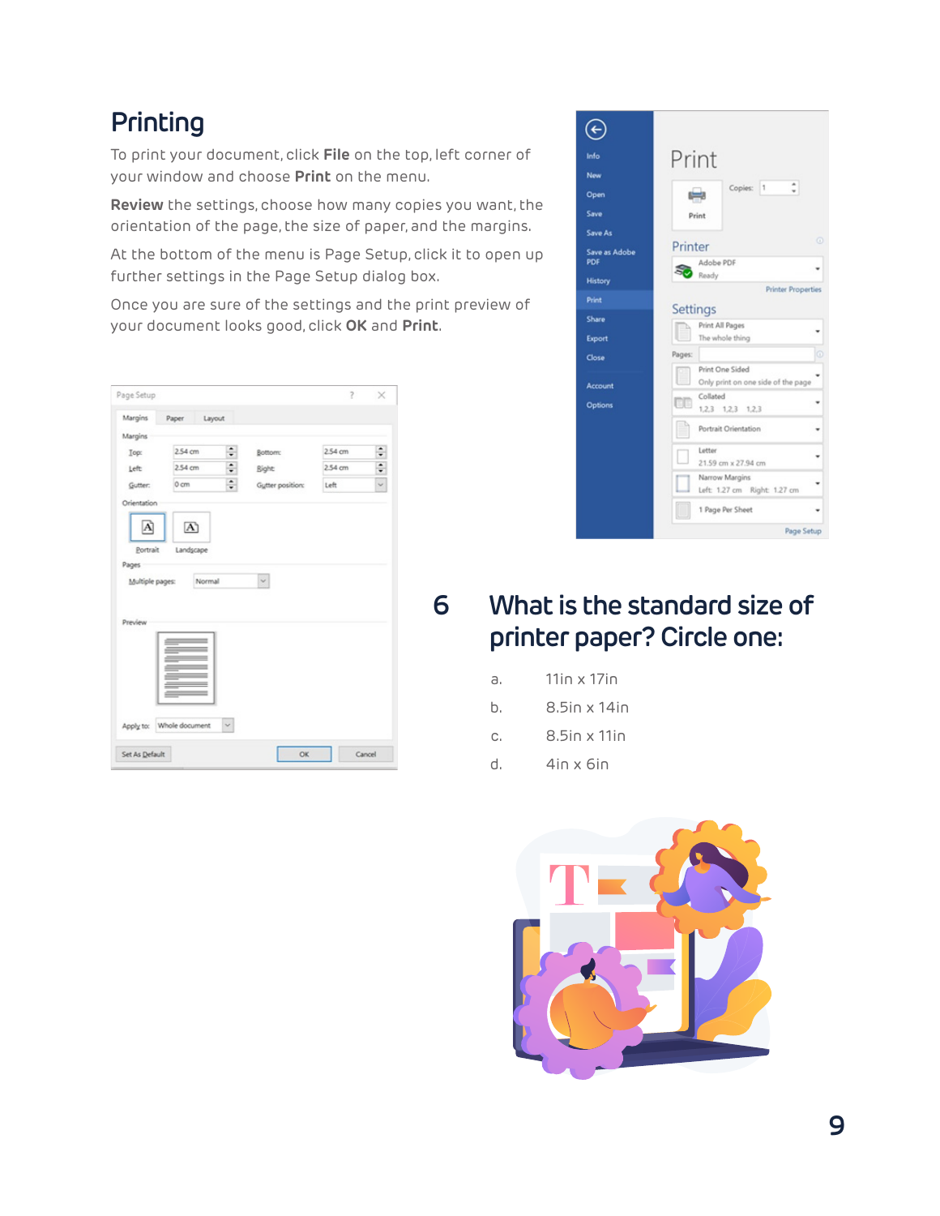## Printing

To print your document, click **File** on the top, left corner of your window and choose **Print** on the menu.

**Review** the settings, choose how many copies you want, the orientation of the page, the size of paper, and the margins.

At the bottom of the menu is Page Setup, click it to open up further settings in the Page Setup dialog box.

Once you are sure of the settings and the print preview of your document looks good, click **OK** and **Print**.

## 6 What is the standard size of printer paper? Circle one:

a. 11in x 17in

b. 8.5in x 14in

c. 8.5in x 11in

d. 4in x 6in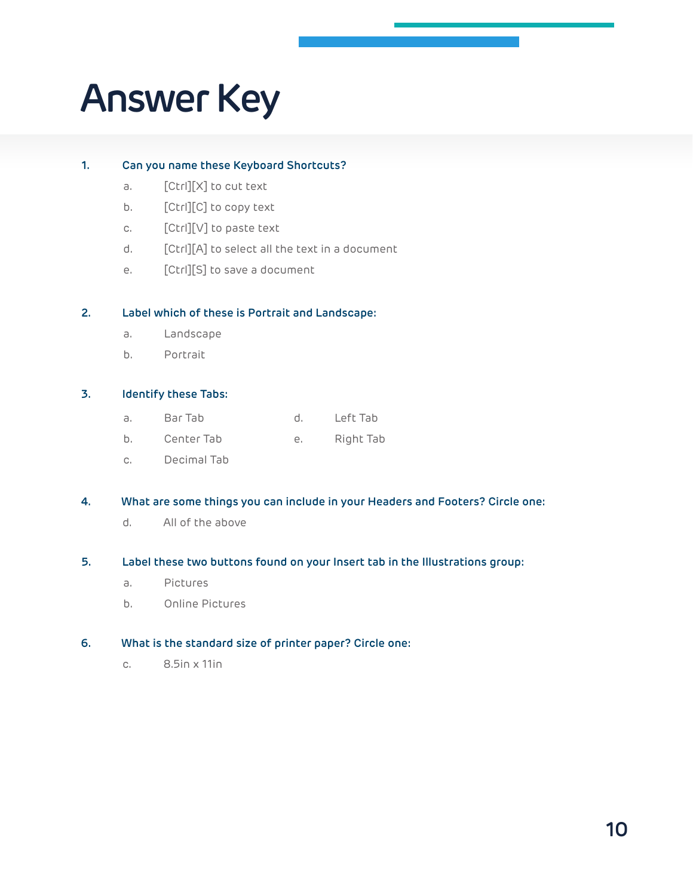# Answer Key

1. **Can you name these Keyboard Shortcuts?**
   a. [Ctrl][X] to cut text
   b. [Ctrl][C] to copy text
   c. [Ctrl][V] to paste text
   d. [Ctrl][A] to select all the text in a document
   e. [Ctrl][S] to save a document

2. **Label which of these is Portrait and Landscape:**
   a. Landscape
   b. Portrait

3. **Identify these Tabs:**
   a. Bar Tab
   b. Center Tab
   c. Decimal Tab
   d. Left Tab
   e. Right Tab

4. **What are some things you can include in your Headers and Footers? Circle one:**
   d. All of the above

5. **Label these two buttons found on your Insert tab in the Illustrations group:**
   a. Pictures
   b. Online Pictures

6. **What is the standard size of printer paper? Circle one:**
   c. 8.5in x 11in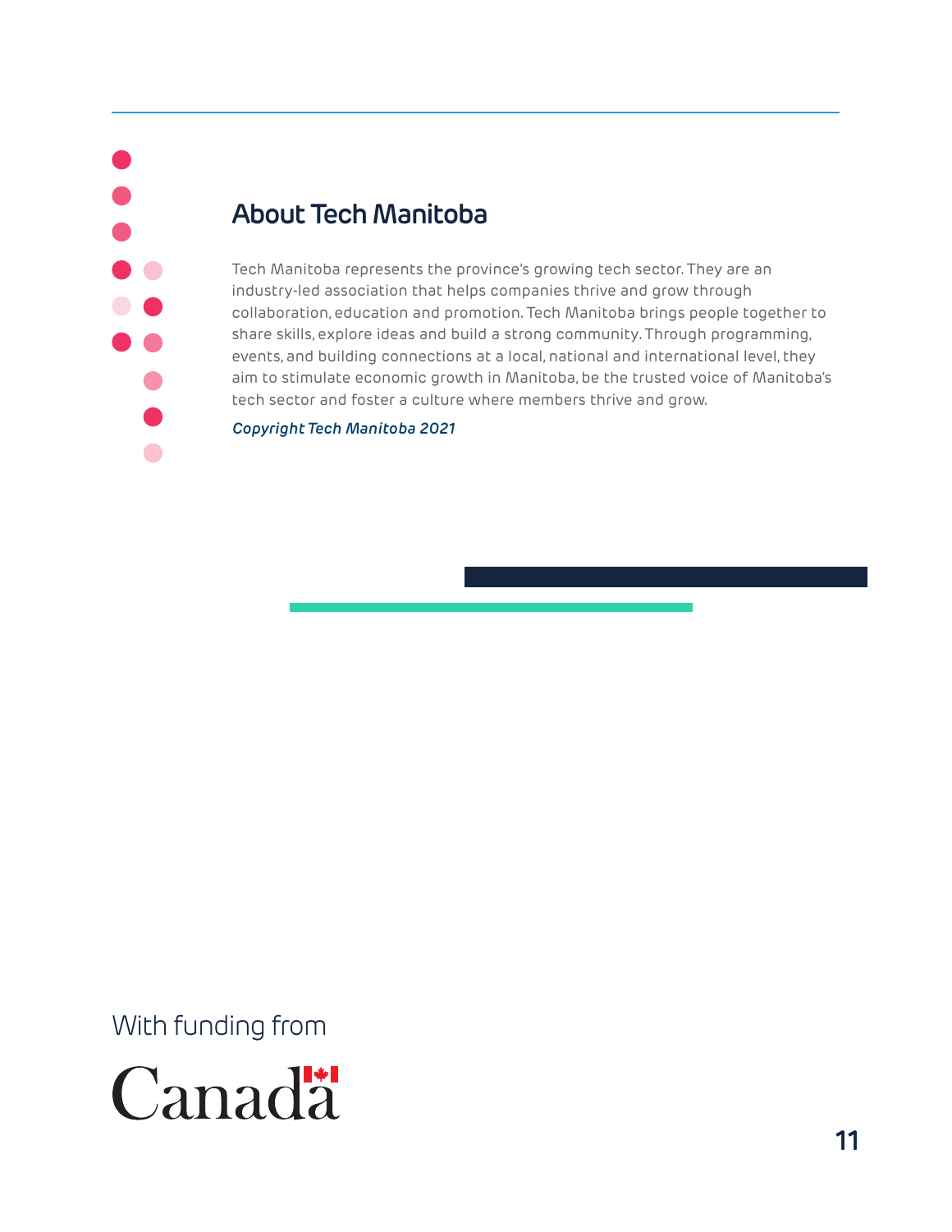## About Tech Manitoba

Tech Manitoba represents the province's growing tech sector. They are an industry-led association that helps companies thrive and grow through collaboration, education and promotion. Tech Manitoba brings people together to share skills, explore ideas and build a strong community. Through programming, events, and building connections at a local, national and international level, they aim to stimulate economic growth in Manitoba, be the trusted voice of Manitoba's tech sector and foster a culture where members thrive and grow.

***Copyright Tech Manitoba 2021***

With funding from

Canada